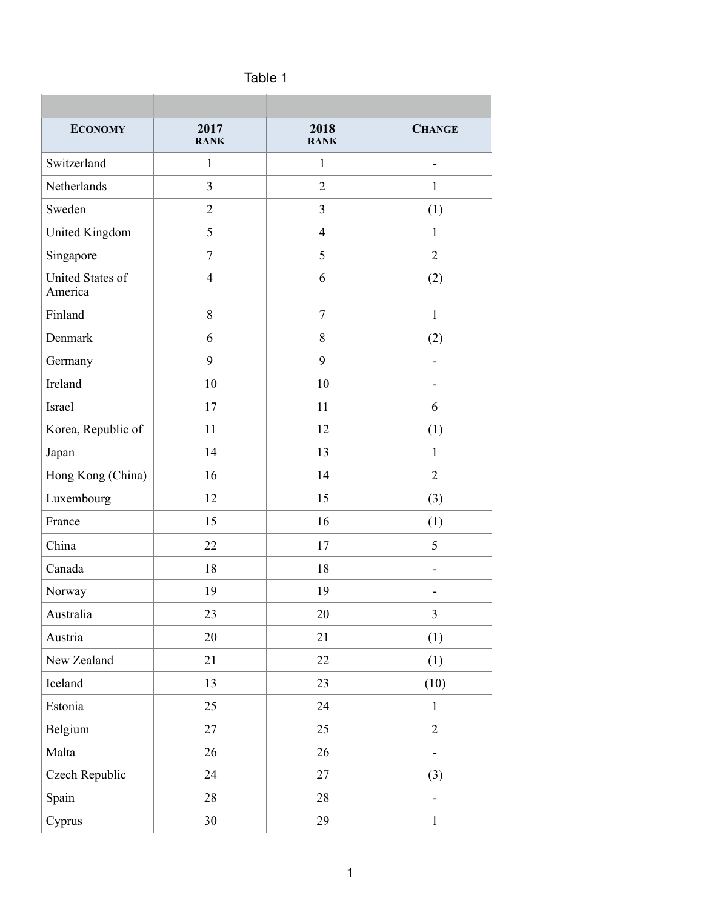Table 1

| ECONOMY | 2017 RANK | 2018 RANK | CHANGE |
|---|---|---|---|
| Switzerland | 1 | 1 | - |
| Netherlands | 3 | 2 | 1 |
| Sweden | 2 | 3 | (1) |
| United Kingdom | 5 | 4 | 1 |
| Singapore | 7 | 5 | 2 |
| United States of America | 4 | 6 | (2) |
| Finland | 8 | 7 | 1 |
| Denmark | 6 | 8 | (2) |
| Germany | 9 | 9 | - |
| Ireland | 10 | 10 | - |
| Israel | 17 | 11 | 6 |
| Korea, Republic of | 11 | 12 | (1) |
| Japan | 14 | 13 | 1 |
| Hong Kong (China) | 16 | 14 | 2 |
| Luxembourg | 12 | 15 | (3) |
| France | 15 | 16 | (1) |
| China | 22 | 17 | 5 |
| Canada | 18 | 18 | - |
| Norway | 19 | 19 | - |
| Australia | 23 | 20 | 3 |
| Austria | 20 | 21 | (1) |
| New Zealand | 21 | 22 | (1) |
| Iceland | 13 | 23 | (10) |
| Estonia | 25 | 24 | 1 |
| Belgium | 27 | 25 | 2 |
| Malta | 26 | 26 | - |
| Czech Republic | 24 | 27 | (3) |
| Spain | 28 | 28 | - |
| Cyprus | 30 | 29 | 1 |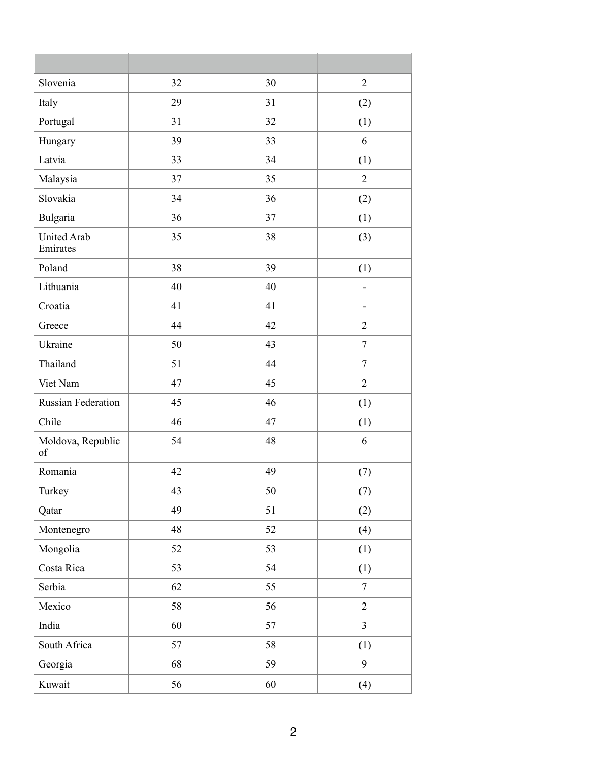| | | | |
|---|---|---|---|
| Slovenia | 32 | 30 | 2 |
| Italy | 29 | 31 | (2) |
| Portugal | 31 | 32 | (1) |
| Hungary | 39 | 33 | 6 |
| Latvia | 33 | 34 | (1) |
| Malaysia | 37 | 35 | 2 |
| Slovakia | 34 | 36 | (2) |
| Bulgaria | 36 | 37 | (1) |
| United Arab Emirates | 35 | 38 | (3) |
| Poland | 38 | 39 | (1) |
| Lithuania | 40 | 40 | - |
| Croatia | 41 | 41 | - |
| Greece | 44 | 42 | 2 |
| Ukraine | 50 | 43 | 7 |
| Thailand | 51 | 44 | 7 |
| Viet Nam | 47 | 45 | 2 |
| Russian Federation | 45 | 46 | (1) |
| Chile | 46 | 47 | (1) |
| Moldova, Republic of | 54 | 48 | 6 |
| Romania | 42 | 49 | (7) |
| Turkey | 43 | 50 | (7) |
| Qatar | 49 | 51 | (2) |
| Montenegro | 48 | 52 | (4) |
| Mongolia | 52 | 53 | (1) |
| Costa Rica | 53 | 54 | (1) |
| Serbia | 62 | 55 | 7 |
| Mexico | 58 | 56 | 2 |
| India | 60 | 57 | 3 |
| South Africa | 57 | 58 | (1) |
| Georgia | 68 | 59 | 9 |
| Kuwait | 56 | 60 | (4) |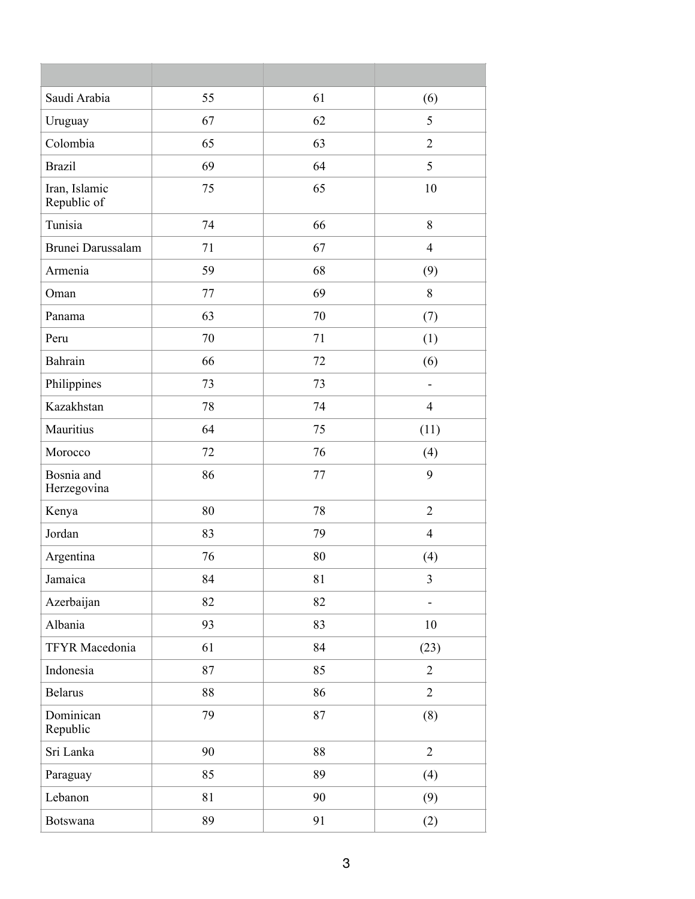| | | | |
|---|---|---|---|
| Saudi Arabia | 55 | 61 | (6) |
| Uruguay | 67 | 62 | 5 |
| Colombia | 65 | 63 | 2 |
| Brazil | 69 | 64 | 5 |
| Iran, Islamic Republic of | 75 | 65 | 10 |
| Tunisia | 74 | 66 | 8 |
| Brunei Darussalam | 71 | 67 | 4 |
| Armenia | 59 | 68 | (9) |
| Oman | 77 | 69 | 8 |
| Panama | 63 | 70 | (7) |
| Peru | 70 | 71 | (1) |
| Bahrain | 66 | 72 | (6) |
| Philippines | 73 | 73 | - |
| Kazakhstan | 78 | 74 | 4 |
| Mauritius | 64 | 75 | (11) |
| Morocco | 72 | 76 | (4) |
| Bosnia and Herzegovina | 86 | 77 | 9 |
| Kenya | 80 | 78 | 2 |
| Jordan | 83 | 79 | 4 |
| Argentina | 76 | 80 | (4) |
| Jamaica | 84 | 81 | 3 |
| Azerbaijan | 82 | 82 | - |
| Albania | 93 | 83 | 10 |
| TFYR Macedonia | 61 | 84 | (23) |
| Indonesia | 87 | 85 | 2 |
| Belarus | 88 | 86 | 2 |
| Dominican Republic | 79 | 87 | (8) |
| Sri Lanka | 90 | 88 | 2 |
| Paraguay | 85 | 89 | (4) |
| Lebanon | 81 | 90 | (9) |
| Botswana | 89 | 91 | (2) |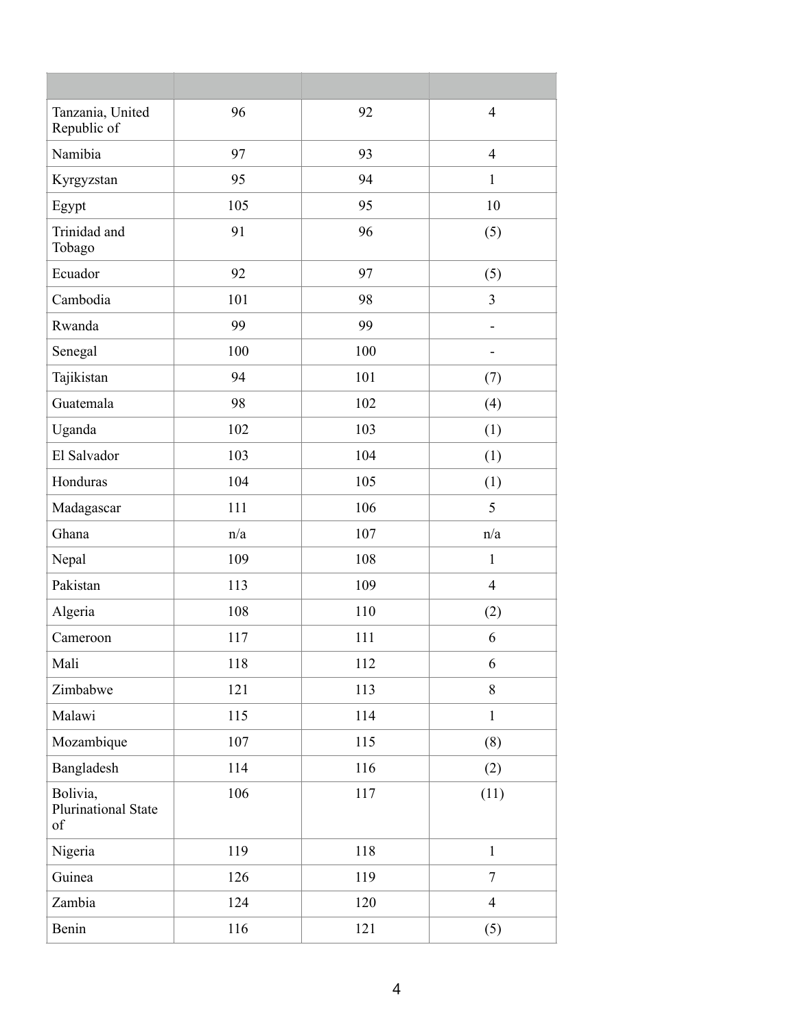| | | | |
|---|---|---|---|
| Tanzania, United Republic of | 96 | 92 | 4 |
| Namibia | 97 | 93 | 4 |
| Kyrgyzstan | 95 | 94 | 1 |
| Egypt | 105 | 95 | 10 |
| Trinidad and Tobago | 91 | 96 | (5) |
| Ecuador | 92 | 97 | (5) |
| Cambodia | 101 | 98 | 3 |
| Rwanda | 99 | 99 | - |
| Senegal | 100 | 100 | - |
| Tajikistan | 94 | 101 | (7) |
| Guatemala | 98 | 102 | (4) |
| Uganda | 102 | 103 | (1) |
| El Salvador | 103 | 104 | (1) |
| Honduras | 104 | 105 | (1) |
| Madagascar | 111 | 106 | 5 |
| Ghana | n/a | 107 | n/a |
| Nepal | 109 | 108 | 1 |
| Pakistan | 113 | 109 | 4 |
| Algeria | 108 | 110 | (2) |
| Cameroon | 117 | 111 | 6 |
| Mali | 118 | 112 | 6 |
| Zimbabwe | 121 | 113 | 8 |
| Malawi | 115 | 114 | 1 |
| Mozambique | 107 | 115 | (8) |
| Bangladesh | 114 | 116 | (2) |
| Bolivia, Plurinational State of | 106 | 117 | (11) |
| Nigeria | 119 | 118 | 1 |
| Guinea | 126 | 119 | 7 |
| Zambia | 124 | 120 | 4 |
| Benin | 116 | 121 | (5) |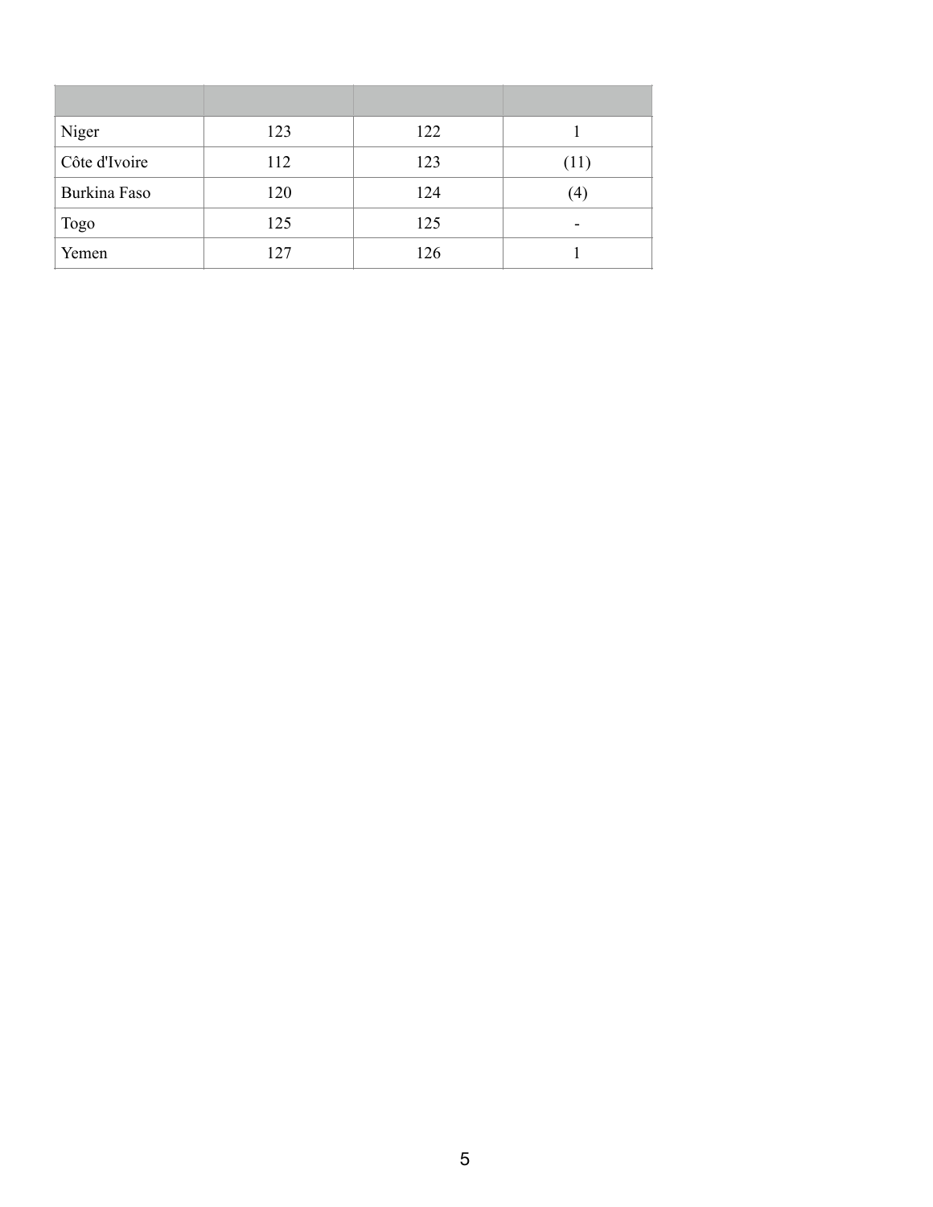| | | | |
|---|---|---|---|
| Niger | 123 | 122 | 1 |
| Côte d'Ivoire | 112 | 123 | (11) |
| Burkina Faso | 120 | 124 | (4) |
| Togo | 125 | 125 | - |
| Yemen | 127 | 126 | 1 |